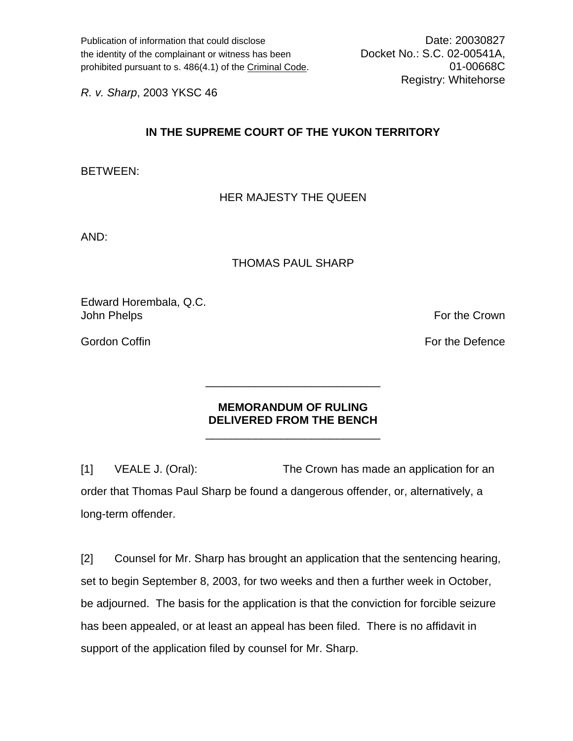Publication of information that could disclose the identity of the complainant or witness has been prohibited pursuant to s. 486(4.1) of the Criminal Code.

Date: 20030827
Docket No.: S.C. 02-00541A, 01-00668C
Registry: Whitehorse

*R. v. Sharp*, 2003 YKSC 46

## IN THE SUPREME COURT OF THE YUKON TERRITORY

BETWEEN:

HER MAJESTY THE QUEEN

AND:

THOMAS PAUL SHARP

Edward Horembala, Q.C.
John Phelps — For the Crown

Gordon Coffin — For the Defence

---

## MEMORANDUM OF RULING DELIVERED FROM THE BENCH

---

[1] VEALE J. (Oral): The Crown has made an application for an order that Thomas Paul Sharp be found a dangerous offender, or, alternatively, a long-term offender.

[2] Counsel for Mr. Sharp has brought an application that the sentencing hearing, set to begin September 8, 2003, for two weeks and then a further week in October, be adjourned. The basis for the application is that the conviction for forcible seizure has been appealed, or at least an appeal has been filed. There is no affidavit in support of the application filed by counsel for Mr. Sharp.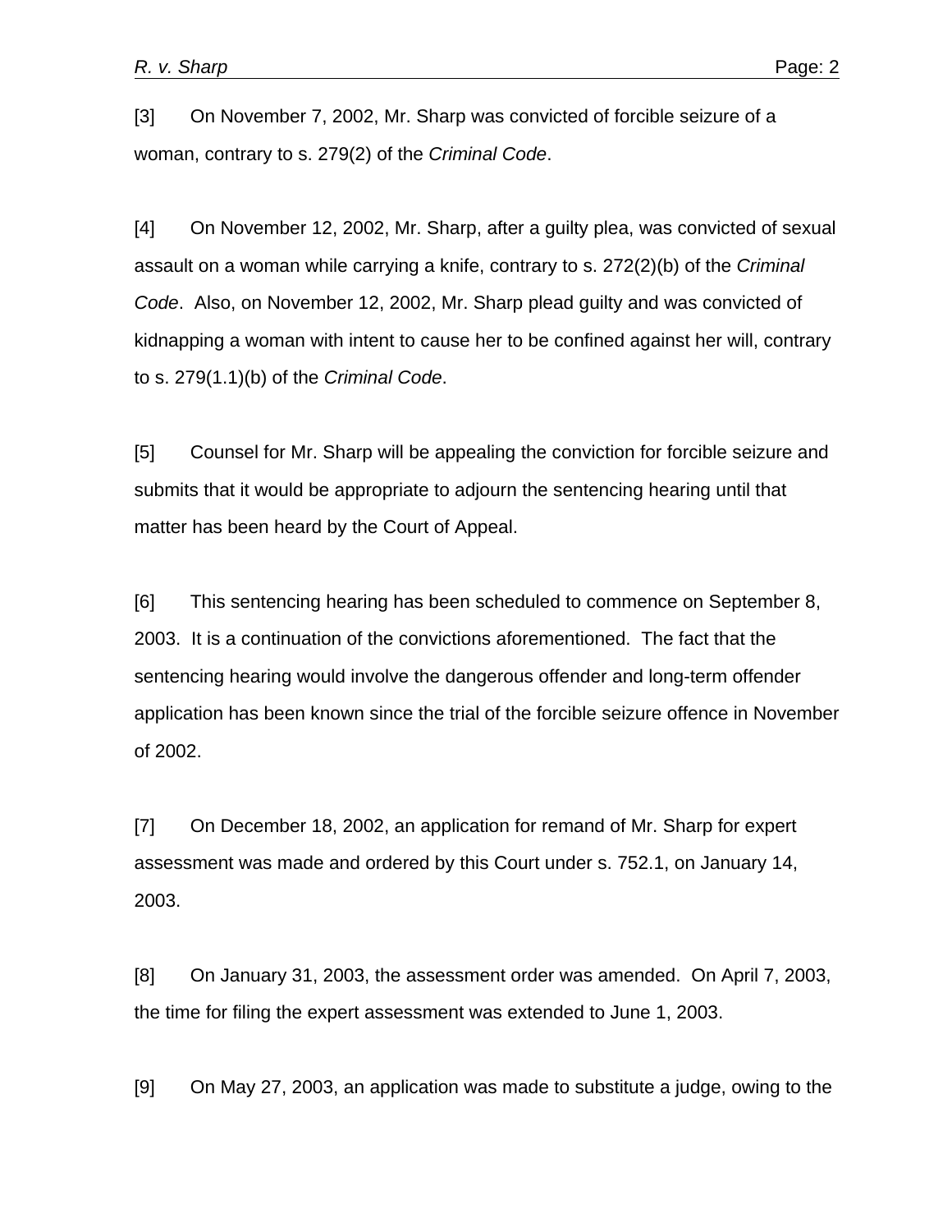[3] On November 7, 2002, Mr. Sharp was convicted of forcible seizure of a woman, contrary to s. 279(2) of the *Criminal Code*.

[4] On November 12, 2002, Mr. Sharp, after a guilty plea, was convicted of sexual assault on a woman while carrying a knife, contrary to s. 272(2)(b) of the *Criminal Code*. Also, on November 12, 2002, Mr. Sharp plead guilty and was convicted of kidnapping a woman with intent to cause her to be confined against her will, contrary to s. 279(1.1)(b) of the *Criminal Code*.

[5] Counsel for Mr. Sharp will be appealing the conviction for forcible seizure and submits that it would be appropriate to adjourn the sentencing hearing until that matter has been heard by the Court of Appeal.

[6] This sentencing hearing has been scheduled to commence on September 8, 2003. It is a continuation of the convictions aforementioned. The fact that the sentencing hearing would involve the dangerous offender and long-term offender application has been known since the trial of the forcible seizure offence in November of 2002.

[7] On December 18, 2002, an application for remand of Mr. Sharp for expert assessment was made and ordered by this Court under s. 752.1, on January 14, 2003.

[8] On January 31, 2003, the assessment order was amended. On April 7, 2003, the time for filing the expert assessment was extended to June 1, 2003.

[9] On May 27, 2003, an application was made to substitute a judge, owing to the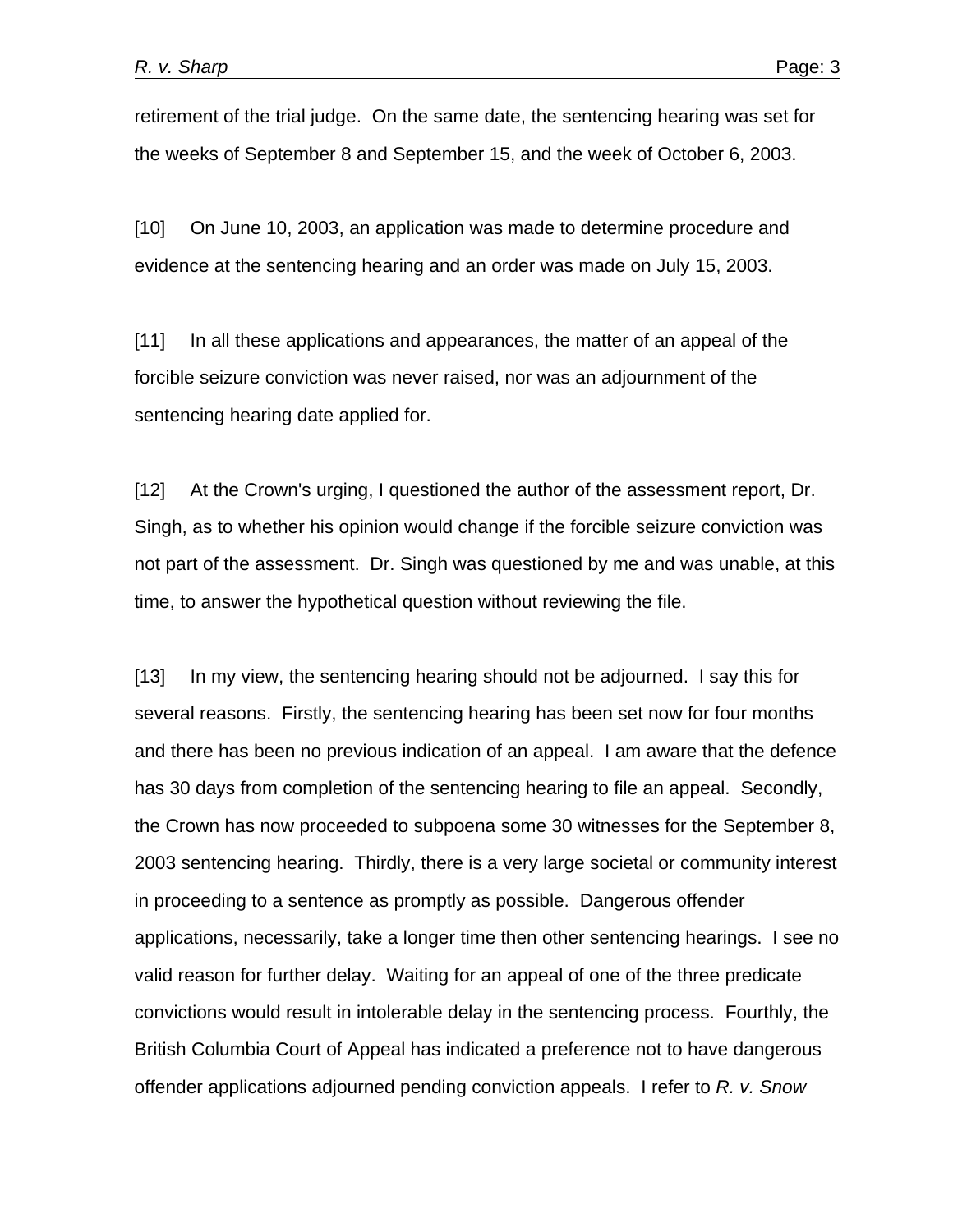retirement of the trial judge. On the same date, the sentencing hearing was set for the weeks of September 8 and September 15, and the week of October 6, 2003.

[10] On June 10, 2003, an application was made to determine procedure and evidence at the sentencing hearing and an order was made on July 15, 2003.

[11] In all these applications and appearances, the matter of an appeal of the forcible seizure conviction was never raised, nor was an adjournment of the sentencing hearing date applied for.

[12] At the Crown's urging, I questioned the author of the assessment report, Dr. Singh, as to whether his opinion would change if the forcible seizure conviction was not part of the assessment. Dr. Singh was questioned by me and was unable, at this time, to answer the hypothetical question without reviewing the file.

[13] In my view, the sentencing hearing should not be adjourned. I say this for several reasons. Firstly, the sentencing hearing has been set now for four months and there has been no previous indication of an appeal. I am aware that the defence has 30 days from completion of the sentencing hearing to file an appeal. Secondly, the Crown has now proceeded to subpoena some 30 witnesses for the September 8, 2003 sentencing hearing. Thirdly, there is a very large societal or community interest in proceeding to a sentence as promptly as possible. Dangerous offender applications, necessarily, take a longer time then other sentencing hearings. I see no valid reason for further delay. Waiting for an appeal of one of the three predicate convictions would result in intolerable delay in the sentencing process. Fourthly, the British Columbia Court of Appeal has indicated a preference not to have dangerous offender applications adjourned pending conviction appeals. I refer to *R. v. Snow*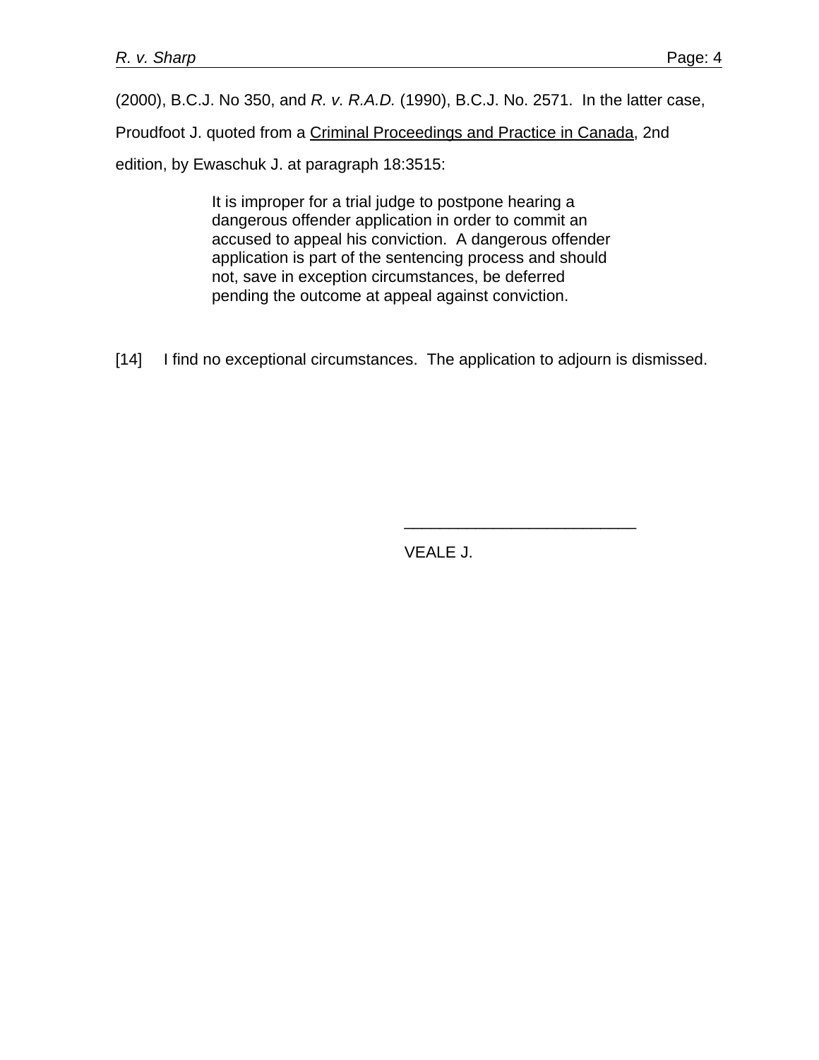(2000), B.C.J. No 350, and *R. v. R.A.D.* (1990), B.C.J. No. 2571. In the latter case, Proudfoot J. quoted from a Criminal Proceedings and Practice in Canada, 2nd edition, by Ewaschuk J. at paragraph 18:3515:

> It is improper for a trial judge to postpone hearing a dangerous offender application in order to commit an accused to appeal his conviction. A dangerous offender application is part of the sentencing process and should not, save in exception circumstances, be deferred pending the outcome at appeal against conviction.

[14] I find no exceptional circumstances. The application to adjourn is dismissed.

___________________________

VEALE J.